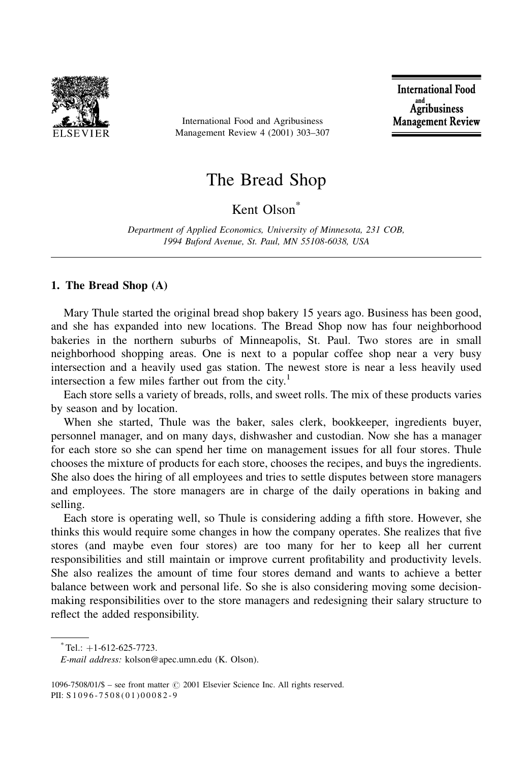# The Bread Shop

Kent Olson*

*Department of Applied Economics, University of Minnesota, 231 COB, 1994 Buford Avenue, St. Paul, MN 55108-6038, USA*

---

## 1. The Bread Shop (A)

Mary Thule started the original bread shop bakery 15 years ago. Business has been good, and she has expanded into new locations. The Bread Shop now has four neighborhood bakeries in the northern suburbs of Minneapolis, St. Paul. Two stores are in small neighborhood shopping areas. One is next to a popular coffee shop near a very busy intersection and a heavily used gas station. The newest store is near a less heavily used intersection a few miles farther out from the city.[1]

Each store sells a variety of breads, rolls, and sweet rolls. The mix of these products varies by season and by location.

When she started, Thule was the baker, sales clerk, bookkeeper, ingredients buyer, personnel manager, and on many days, dishwasher and custodian. Now she has a manager for each store so she can spend her time on management issues for all four stores. Thule chooses the mixture of products for each store, chooses the recipes, and buys the ingredients. She also does the hiring of all employees and tries to settle disputes between store managers and employees. The store managers are in charge of the daily operations in baking and selling.

Each store is operating well, so Thule is considering adding a fifth store. However, she thinks this would require some changes in how the company operates. She realizes that five stores (and maybe even four stores) are too many for her to keep all her current responsibilities and still maintain or improve current profitability and productivity levels. She also realizes the amount of time four stores demand and wants to achieve a better balance between work and personal life. So she is also considering moving some decision-making responsibilities over to the store managers and redesigning their salary structure to reflect the added responsibility.

---

* Tel.: +1-612-625-7723.

*E-mail address:* kolson@apec.umn.edu (K. Olson).

1096-7508/01/$ – see front matter © 2001 Elsevier Science Inc. All rights reserved.
PII: S1096-7508(01)00082-9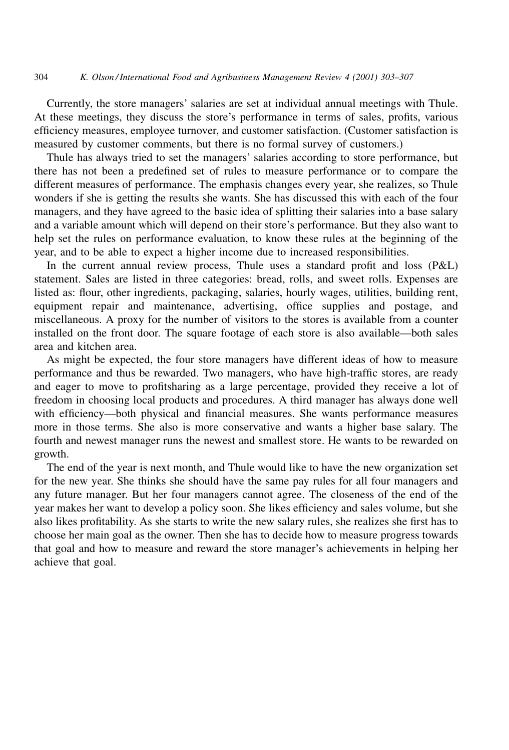Currently, the store managers' salaries are set at individual annual meetings with Thule. At these meetings, they discuss the store's performance in terms of sales, profits, various efficiency measures, employee turnover, and customer satisfaction. (Customer satisfaction is measured by customer comments, but there is no formal survey of customers.)

Thule has always tried to set the managers' salaries according to store performance, but there has not been a predefined set of rules to measure performance or to compare the different measures of performance. The emphasis changes every year, she realizes, so Thule wonders if she is getting the results she wants. She has discussed this with each of the four managers, and they have agreed to the basic idea of splitting their salaries into a base salary and a variable amount which will depend on their store's performance. But they also want to help set the rules on performance evaluation, to know these rules at the beginning of the year, and to be able to expect a higher income due to increased responsibilities.

In the current annual review process, Thule uses a standard profit and loss (P&L) statement. Sales are listed in three categories: bread, rolls, and sweet rolls. Expenses are listed as: flour, other ingredients, packaging, salaries, hourly wages, utilities, building rent, equipment repair and maintenance, advertising, office supplies and postage, and miscellaneous. A proxy for the number of visitors to the stores is available from a counter installed on the front door. The square footage of each store is also available—both sales area and kitchen area.

As might be expected, the four store managers have different ideas of how to measure performance and thus be rewarded. Two managers, who have high-traffic stores, are ready and eager to move to profitsharing as a large percentage, provided they receive a lot of freedom in choosing local products and procedures. A third manager has always done well with efficiency—both physical and financial measures. She wants performance measures more in those terms. She also is more conservative and wants a higher base salary. The fourth and newest manager runs the newest and smallest store. He wants to be rewarded on growth.

The end of the year is next month, and Thule would like to have the new organization set for the new year. She thinks she should have the same pay rules for all four managers and any future manager. But her four managers cannot agree. The closeness of the end of the year makes her want to develop a policy soon. She likes efficiency and sales volume, but she also likes profitability. As she starts to write the new salary rules, she realizes she first has to choose her main goal as the owner. Then she has to decide how to measure progress towards that goal and how to measure and reward the store manager's achievements in helping her achieve that goal.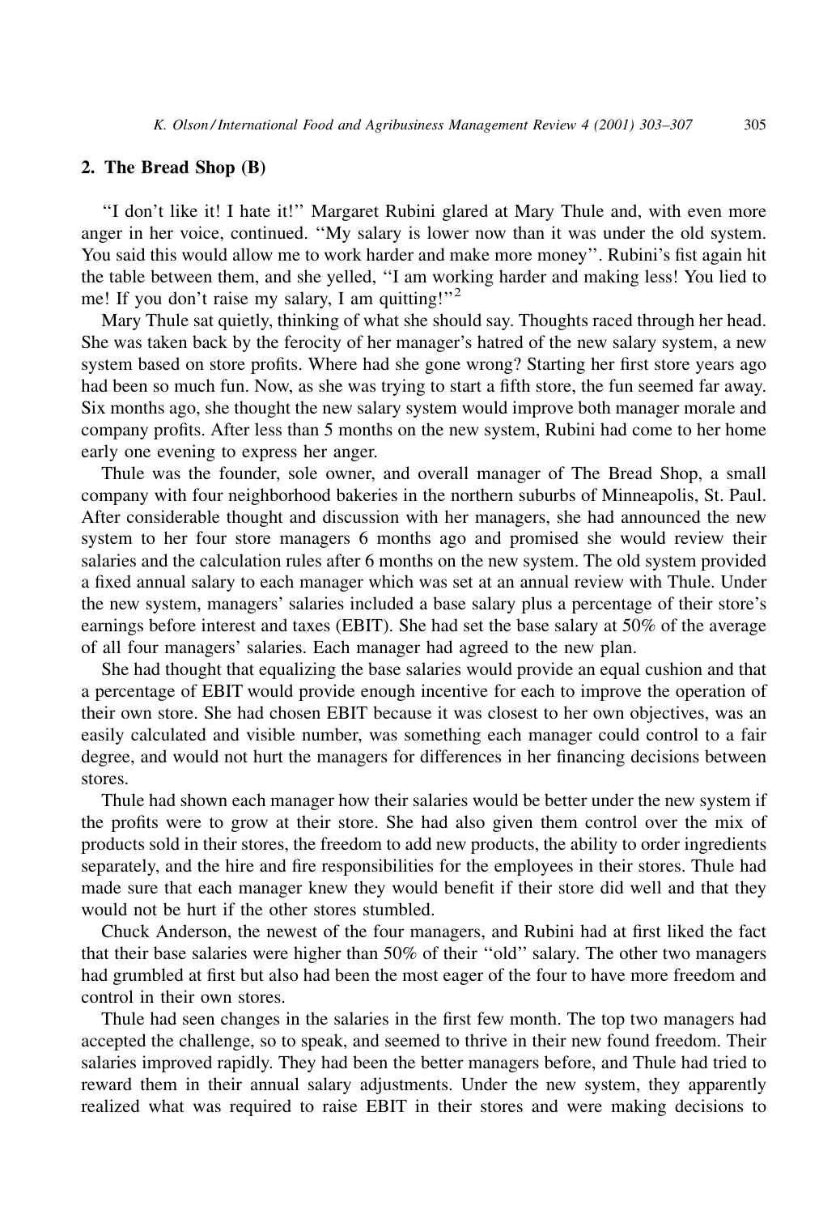## 2. The Bread Shop (B)

''I don't like it! I hate it!'' Margaret Rubini glared at Mary Thule and, with even more anger in her voice, continued. ''My salary is lower now than it was under the old system. You said this would allow me to work harder and make more money''. Rubini's fist again hit the table between them, and she yelled, ''I am working harder and making less! You lied to me! If you don't raise my salary, I am quitting!''[2]

Mary Thule sat quietly, thinking of what she should say. Thoughts raced through her head. She was taken back by the ferocity of her manager's hatred of the new salary system, a new system based on store profits. Where had she gone wrong? Starting her first store years ago had been so much fun. Now, as she was trying to start a fifth store, the fun seemed far away. Six months ago, she thought the new salary system would improve both manager morale and company profits. After less than 5 months on the new system, Rubini had come to her home early one evening to express her anger.

Thule was the founder, sole owner, and overall manager of The Bread Shop, a small company with four neighborhood bakeries in the northern suburbs of Minneapolis, St. Paul. After considerable thought and discussion with her managers, she had announced the new system to her four store managers 6 months ago and promised she would review their salaries and the calculation rules after 6 months on the new system. The old system provided a fixed annual salary to each manager which was set at an annual review with Thule. Under the new system, managers' salaries included a base salary plus a percentage of their store's earnings before interest and taxes (EBIT). She had set the base salary at 50% of the average of all four managers' salaries. Each manager had agreed to the new plan.

She had thought that equalizing the base salaries would provide an equal cushion and that a percentage of EBIT would provide enough incentive for each to improve the operation of their own store. She had chosen EBIT because it was closest to her own objectives, was an easily calculated and visible number, was something each manager could control to a fair degree, and would not hurt the managers for differences in her financing decisions between stores.

Thule had shown each manager how their salaries would be better under the new system if the profits were to grow at their store. She had also given them control over the mix of products sold in their stores, the freedom to add new products, the ability to order ingredients separately, and the hire and fire responsibilities for the employees in their stores. Thule had made sure that each manager knew they would benefit if their store did well and that they would not be hurt if the other stores stumbled.

Chuck Anderson, the newest of the four managers, and Rubini had at first liked the fact that their base salaries were higher than 50% of their ''old'' salary. The other two managers had grumbled at first but also had been the most eager of the four to have more freedom and control in their own stores.

Thule had seen changes in the salaries in the first few month. The top two managers had accepted the challenge, so to speak, and seemed to thrive in their new found freedom. Their salaries improved rapidly. They had been the better managers before, and Thule had tried to reward them in their annual salary adjustments. Under the new system, they apparently realized what was required to raise EBIT in their stores and were making decisions to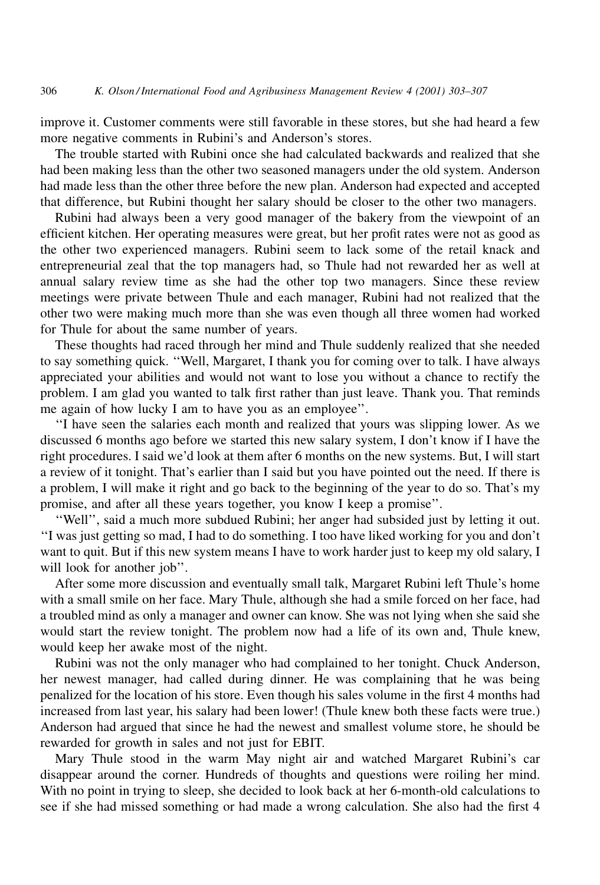improve it. Customer comments were still favorable in these stores, but she had heard a few more negative comments in Rubini's and Anderson's stores.

The trouble started with Rubini once she had calculated backwards and realized that she had been making less than the other two seasoned managers under the old system. Anderson had made less than the other three before the new plan. Anderson had expected and accepted that difference, but Rubini thought her salary should be closer to the other two managers.

Rubini had always been a very good manager of the bakery from the viewpoint of an efficient kitchen. Her operating measures were great, but her profit rates were not as good as the other two experienced managers. Rubini seem to lack some of the retail knack and entrepreneurial zeal that the top managers had, so Thule had not rewarded her as well at annual salary review time as she had the other top two managers. Since these review meetings were private between Thule and each manager, Rubini had not realized that the other two were making much more than she was even though all three women had worked for Thule for about the same number of years.

These thoughts had raced through her mind and Thule suddenly realized that she needed to say something quick. ''Well, Margaret, I thank you for coming over to talk. I have always appreciated your abilities and would not want to lose you without a chance to rectify the problem. I am glad you wanted to talk first rather than just leave. Thank you. That reminds me again of how lucky I am to have you as an employee''.

''I have seen the salaries each month and realized that yours was slipping lower. As we discussed 6 months ago before we started this new salary system, I don't know if I have the right procedures. I said we'd look at them after 6 months on the new systems. But, I will start a review of it tonight. That's earlier than I said but you have pointed out the need. If there is a problem, I will make it right and go back to the beginning of the year to do so. That's my promise, and after all these years together, you know I keep a promise''.

''Well'', said a much more subdued Rubini; her anger had subsided just by letting it out. ''I was just getting so mad, I had to do something. I too have liked working for you and don't want to quit. But if this new system means I have to work harder just to keep my old salary, I will look for another job''.

After some more discussion and eventually small talk, Margaret Rubini left Thule's home with a small smile on her face. Mary Thule, although she had a smile forced on her face, had a troubled mind as only a manager and owner can know. She was not lying when she said she would start the review tonight. The problem now had a life of its own and, Thule knew, would keep her awake most of the night.

Rubini was not the only manager who had complained to her tonight. Chuck Anderson, her newest manager, had called during dinner. He was complaining that he was being penalized for the location of his store. Even though his sales volume in the first 4 months had increased from last year, his salary had been lower! (Thule knew both these facts were true.) Anderson had argued that since he had the newest and smallest volume store, he should be rewarded for growth in sales and not just for EBIT.

Mary Thule stood in the warm May night air and watched Margaret Rubini's car disappear around the corner. Hundreds of thoughts and questions were roiling her mind. With no point in trying to sleep, she decided to look back at her 6-month-old calculations to see if she had missed something or had made a wrong calculation. She also had the first 4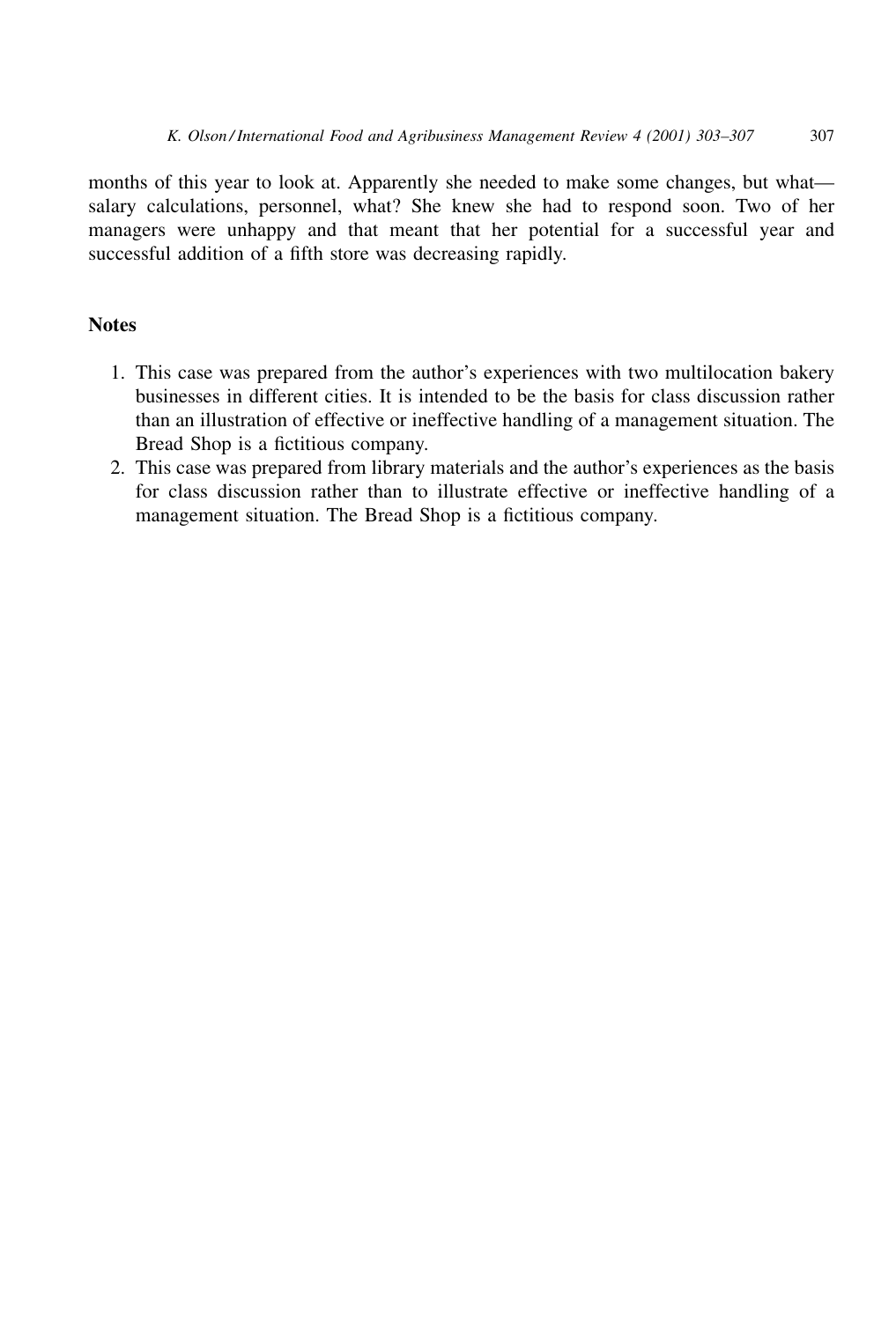months of this year to look at. Apparently she needed to make some changes, but what—salary calculations, personnel, what? She knew she had to respond soon. Two of her managers were unhappy and that meant that her potential for a successful year and successful addition of a fifth store was decreasing rapidly.

## Notes

1. This case was prepared from the author's experiences with two multilocation bakery businesses in different cities. It is intended to be the basis for class discussion rather than an illustration of effective or ineffective handling of a management situation. The Bread Shop is a fictitious company.
2. This case was prepared from library materials and the author's experiences as the basis for class discussion rather than to illustrate effective or ineffective handling of a management situation. The Bread Shop is a fictitious company.